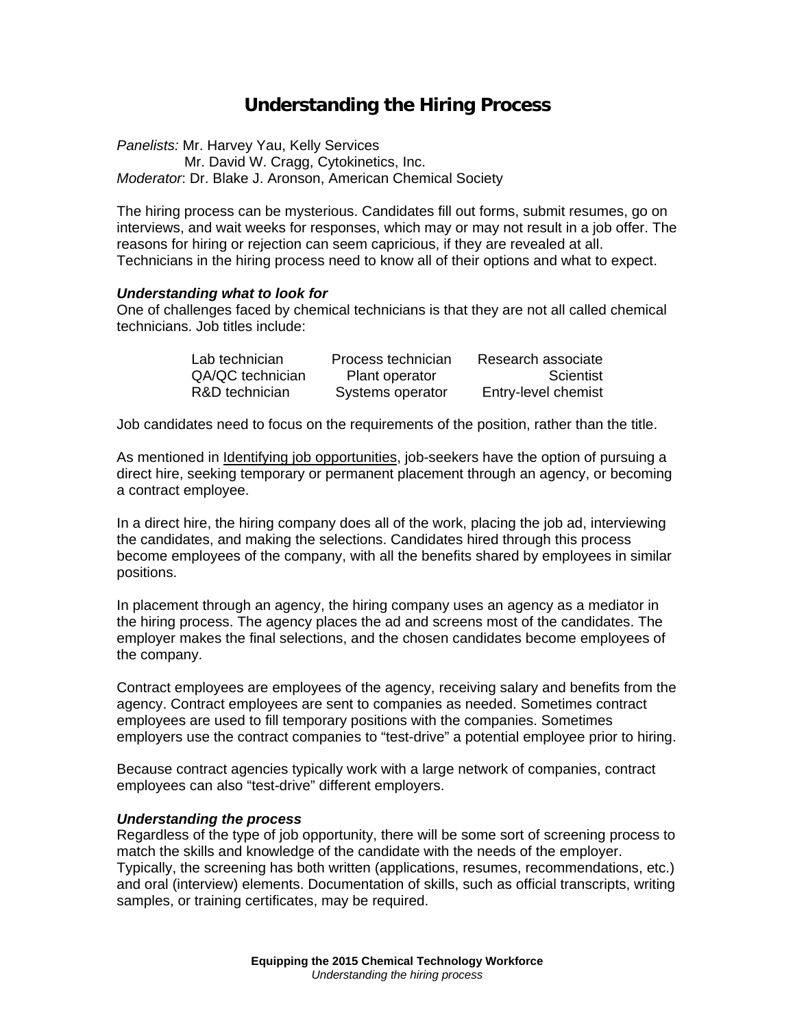# Understanding the Hiring Process

*Panelists:* Mr. Harvey Yau, Kelly Services
Mr. David W. Cragg, Cytokinetics, Inc.
*Moderator*: Dr. Blake J. Aronson, American Chemical Society

The hiring process can be mysterious. Candidates fill out forms, submit resumes, go on interviews, and wait weeks for responses, which may or may not result in a job offer. The reasons for hiring or rejection can seem capricious, if they are revealed at all. Technicians in the hiring process need to know all of their options and what to expect.

***Understanding what to look for***

One of challenges faced by chemical technicians is that they are not all called chemical technicians. Job titles include:

| | | |
|---|---|---|
| Lab technician | Process technician | Research associate |
| QA/QC technician | Plant operator | Scientist |
| R&D technician | Systems operator | Entry-level chemist |

Job candidates need to focus on the requirements of the position, rather than the title.

As mentioned in Identifying job opportunities, job-seekers have the option of pursuing a direct hire, seeking temporary or permanent placement through an agency, or becoming a contract employee.

In a direct hire, the hiring company does all of the work, placing the job ad, interviewing the candidates, and making the selections. Candidates hired through this process become employees of the company, with all the benefits shared by employees in similar positions.

In placement through an agency, the hiring company uses an agency as a mediator in the hiring process. The agency places the ad and screens most of the candidates. The employer makes the final selections, and the chosen candidates become employees of the company.

Contract employees are employees of the agency, receiving salary and benefits from the agency. Contract employees are sent to companies as needed. Sometimes contract employees are used to fill temporary positions with the companies. Sometimes employers use the contract companies to "test-drive" a potential employee prior to hiring.

Because contract agencies typically work with a large network of companies, contract employees can also "test-drive" different employers.

***Understanding the process***

Regardless of the type of job opportunity, there will be some sort of screening process to match the skills and knowledge of the candidate with the needs of the employer. Typically, the screening has both written (applications, resumes, recommendations, etc.) and oral (interview) elements. Documentation of skills, such as official transcripts, writing samples, or training certificates, may be required.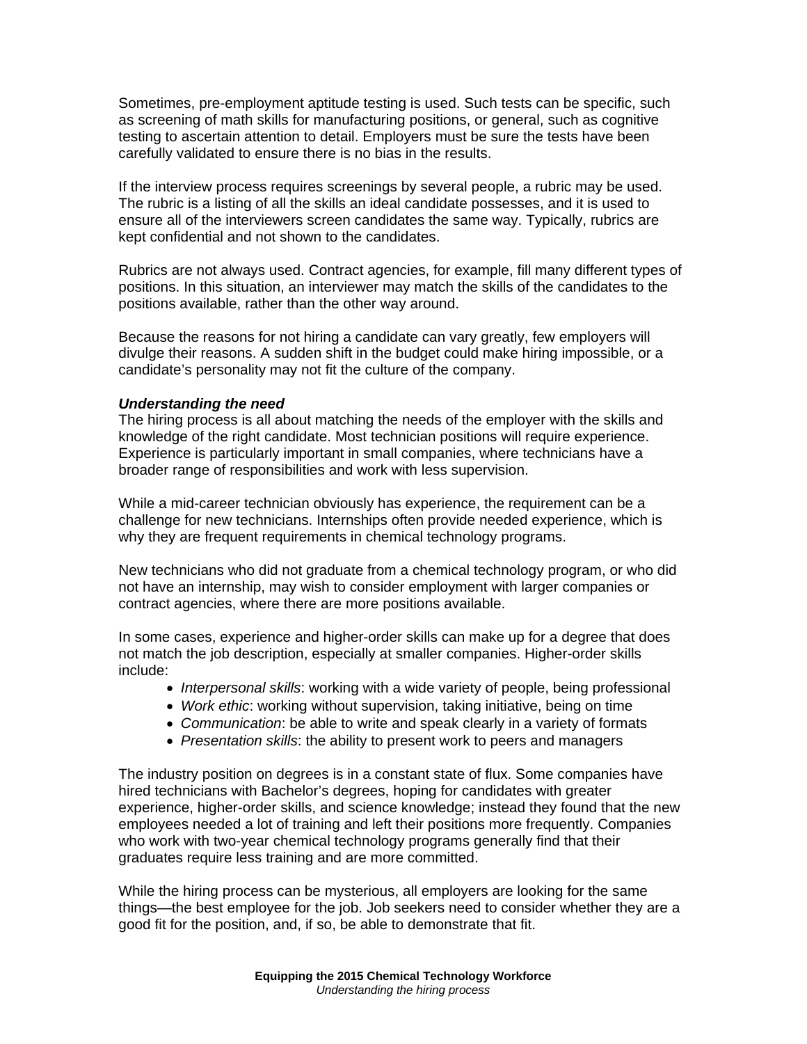Sometimes, pre-employment aptitude testing is used. Such tests can be specific, such as screening of math skills for manufacturing positions, or general, such as cognitive testing to ascertain attention to detail. Employers must be sure the tests have been carefully validated to ensure there is no bias in the results.

If the interview process requires screenings by several people, a rubric may be used. The rubric is a listing of all the skills an ideal candidate possesses, and it is used to ensure all of the interviewers screen candidates the same way. Typically, rubrics are kept confidential and not shown to the candidates.

Rubrics are not always used. Contract agencies, for example, fill many different types of positions. In this situation, an interviewer may match the skills of the candidates to the positions available, rather than the other way around.

Because the reasons for not hiring a candidate can vary greatly, few employers will divulge their reasons. A sudden shift in the budget could make hiring impossible, or a candidate's personality may not fit the culture of the company.

***Understanding the need***

The hiring process is all about matching the needs of the employer with the skills and knowledge of the right candidate. Most technician positions will require experience. Experience is particularly important in small companies, where technicians have a broader range of responsibilities and work with less supervision.

While a mid-career technician obviously has experience, the requirement can be a challenge for new technicians. Internships often provide needed experience, which is why they are frequent requirements in chemical technology programs.

New technicians who did not graduate from a chemical technology program, or who did not have an internship, may wish to consider employment with larger companies or contract agencies, where there are more positions available.

In some cases, experience and higher-order skills can make up for a degree that does not match the job description, especially at smaller companies. Higher-order skills include:

- *Interpersonal skills*: working with a wide variety of people, being professional
- *Work ethic*: working without supervision, taking initiative, being on time
- *Communication*: be able to write and speak clearly in a variety of formats
- *Presentation skills*: the ability to present work to peers and managers

The industry position on degrees is in a constant state of flux. Some companies have hired technicians with Bachelor's degrees, hoping for candidates with greater experience, higher-order skills, and science knowledge; instead they found that the new employees needed a lot of training and left their positions more frequently. Companies who work with two-year chemical technology programs generally find that their graduates require less training and are more committed.

While the hiring process can be mysterious, all employers are looking for the same things—the best employee for the job. Job seekers need to consider whether they are a good fit for the position, and, if so, be able to demonstrate that fit.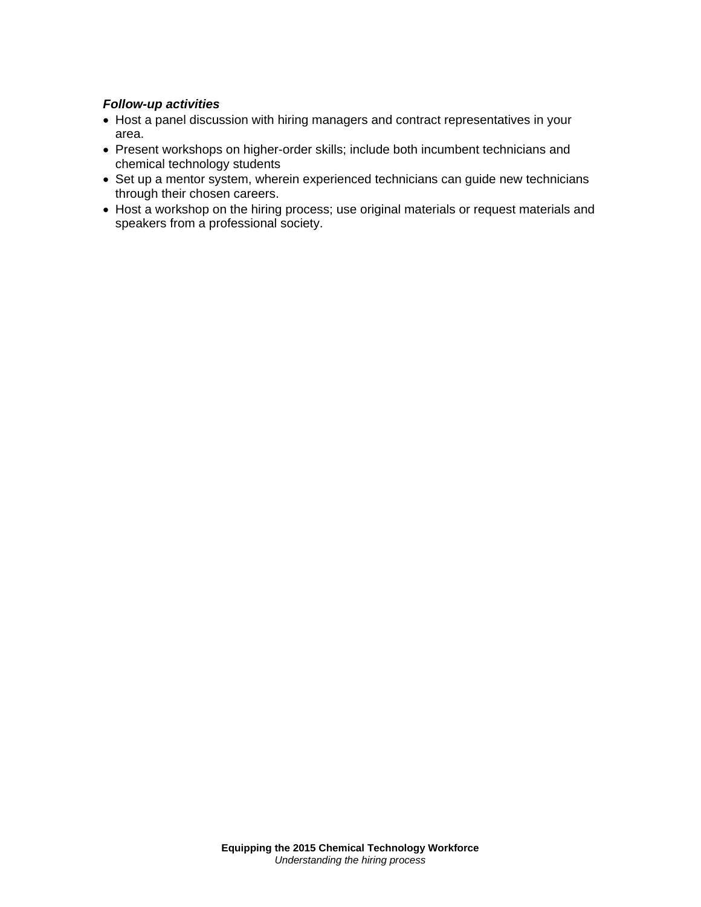***Follow-up activities***

- Host a panel discussion with hiring managers and contract representatives in your area.
- Present workshops on higher-order skills; include both incumbent technicians and chemical technology students
- Set up a mentor system, wherein experienced technicians can guide new technicians through their chosen careers.
- Host a workshop on the hiring process; use original materials or request materials and speakers from a professional society.